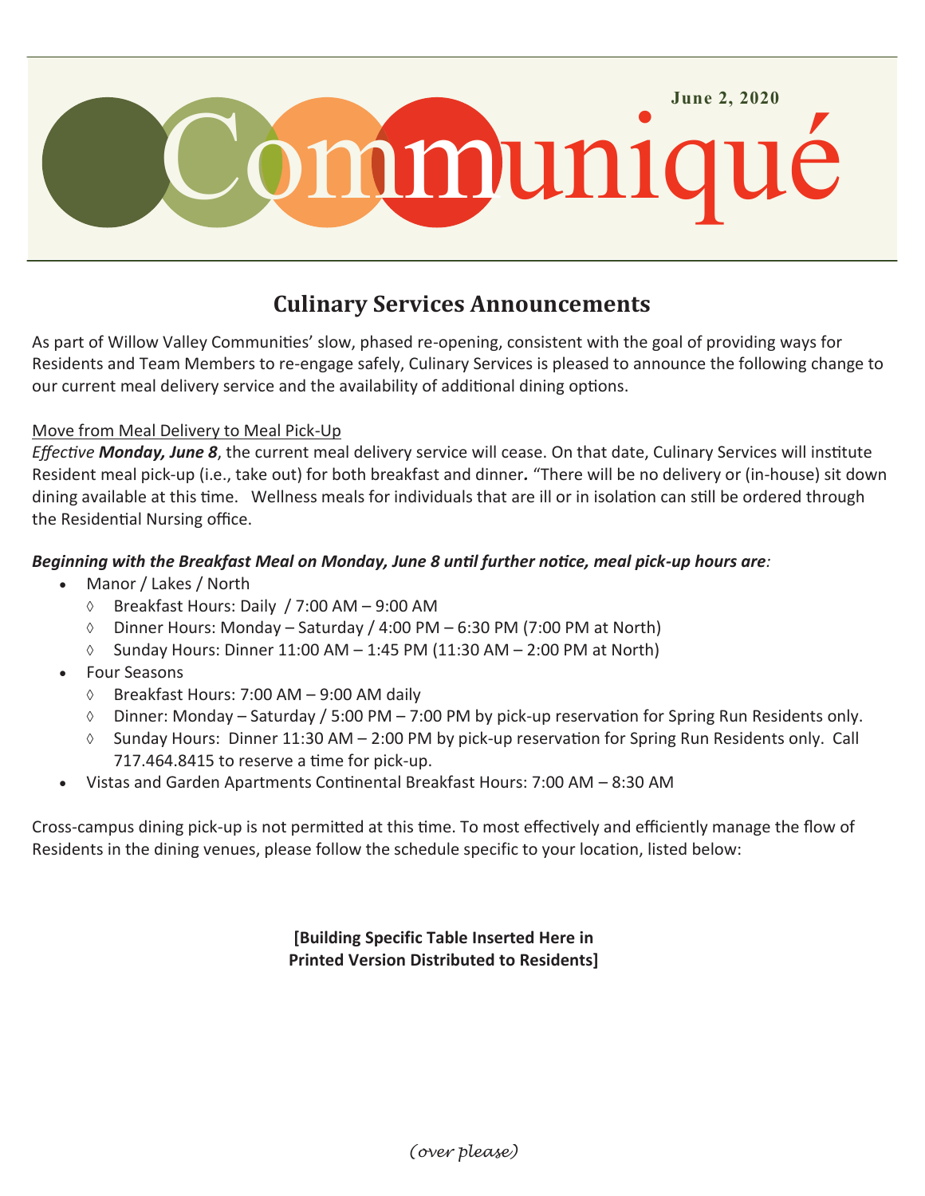June 2, 2020

# Communiqué

## Culinary Services Announcements

As part of Willow Valley Communities' slow, phased re-opening, consistent with the goal of providing ways for Residents and Team Members to re-engage safely, Culinary Services is pleased to announce the following change to our current meal delivery service and the availability of additional dining options.

Move from Meal Delivery to Meal Pick-Up

*Effective* ***Monday, June 8***, the current meal delivery service will cease. On that date, Culinary Services will institute Resident meal pick-up (i.e., take out) for both breakfast and dinner**.** "There will be no delivery or (in-house) sit down dining available at this time. Wellness meals for individuals that are ill or in isolation can still be ordered through the Residential Nursing office.

***Beginning with the Breakfast Meal on Monday, June 8 until further notice, meal pick-up hours are****:*

- Manor / Lakes / North
  - Breakfast Hours: Daily / 7:00 AM – 9:00 AM
  - Dinner Hours: Monday – Saturday / 4:00 PM – 6:30 PM (7:00 PM at North)
  - Sunday Hours: Dinner 11:00 AM – 1:45 PM (11:30 AM – 2:00 PM at North)
- Four Seasons
  - Breakfast Hours: 7:00 AM – 9:00 AM daily
  - Dinner: Monday – Saturday / 5:00 PM – 7:00 PM by pick-up reservation for Spring Run Residents only.
  - Sunday Hours: Dinner 11:30 AM – 2:00 PM by pick-up reservation for Spring Run Residents only. Call 717.464.8415 to reserve a time for pick-up.
- Vistas and Garden Apartments Continental Breakfast Hours: 7:00 AM – 8:30 AM

Cross-campus dining pick-up is not permitted at this time. To most effectively and efficiently manage the flow of Residents in the dining venues, please follow the schedule specific to your location, listed below:

**[Building Specific Table Inserted Here in Printed Version Distributed to Residents]**

*(over please)*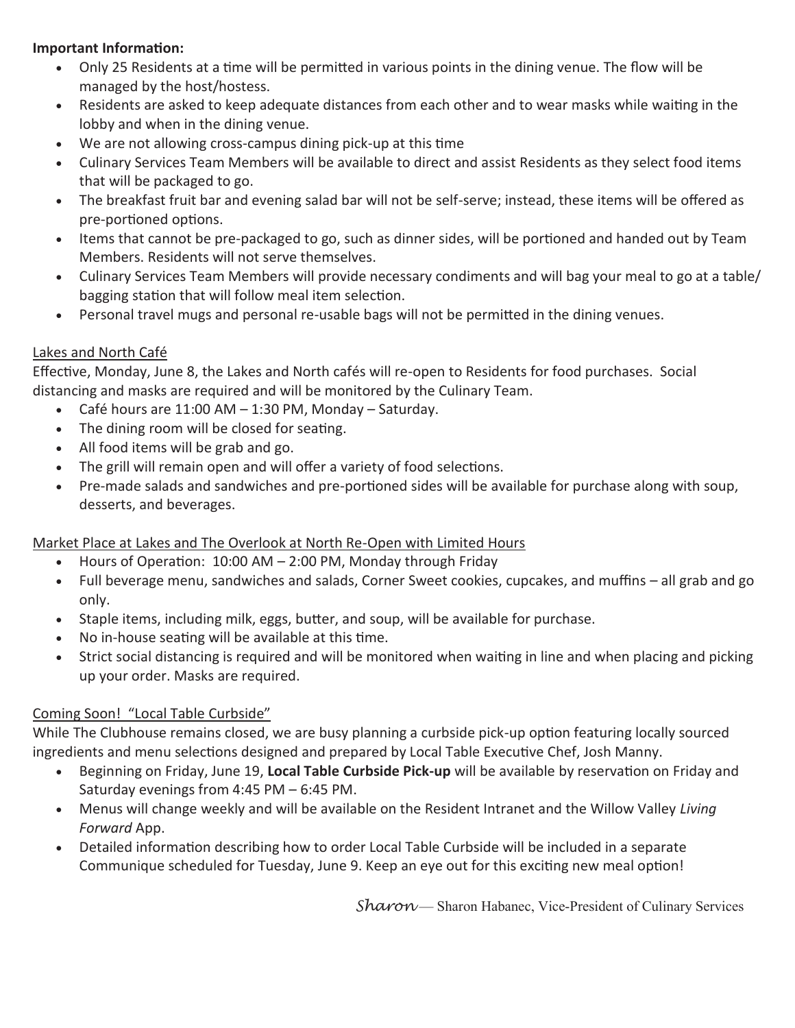**Important Information:**

- Only 25 Residents at a time will be permitted in various points in the dining venue. The flow will be managed by the host/hostess.
- Residents are asked to keep adequate distances from each other and to wear masks while waiting in the lobby and when in the dining venue.
- We are not allowing cross-campus dining pick-up at this time
- Culinary Services Team Members will be available to direct and assist Residents as they select food items that will be packaged to go.
- The breakfast fruit bar and evening salad bar will not be self-serve; instead, these items will be offered as pre-portioned options.
- Items that cannot be pre-packaged to go, such as dinner sides, will be portioned and handed out by Team Members. Residents will not serve themselves.
- Culinary Services Team Members will provide necessary condiments and will bag your meal to go at a table/ bagging station that will follow meal item selection.
- Personal travel mugs and personal re-usable bags will not be permitted in the dining venues.

Lakes and North Café

Effective, Monday, June 8, the Lakes and North cafés will re-open to Residents for food purchases. Social distancing and masks are required and will be monitored by the Culinary Team.

- Café hours are 11:00 AM – 1:30 PM, Monday – Saturday.
- The dining room will be closed for seating.
- All food items will be grab and go.
- The grill will remain open and will offer a variety of food selections.
- Pre-made salads and sandwiches and pre-portioned sides will be available for purchase along with soup, desserts, and beverages.

Market Place at Lakes and The Overlook at North Re-Open with Limited Hours

- Hours of Operation: 10:00 AM – 2:00 PM, Monday through Friday
- Full beverage menu, sandwiches and salads, Corner Sweet cookies, cupcakes, and muffins – all grab and go only.
- Staple items, including milk, eggs, butter, and soup, will be available for purchase.
- No in-house seating will be available at this time.
- Strict social distancing is required and will be monitored when waiting in line and when placing and picking up your order. Masks are required.

Coming Soon! "Local Table Curbside"

While The Clubhouse remains closed, we are busy planning a curbside pick-up option featuring locally sourced ingredients and menu selections designed and prepared by Local Table Executive Chef, Josh Manny.

- Beginning on Friday, June 19, **Local Table Curbside Pick-up** will be available by reservation on Friday and Saturday evenings from 4:45 PM – 6:45 PM.
- Menus will change weekly and will be available on the Resident Intranet and the Willow Valley *Living Forward* App.
- Detailed information describing how to order Local Table Curbside will be included in a separate Communique scheduled for Tuesday, June 9. Keep an eye out for this exciting new meal option!

*Sharon* — Sharon Habanec, Vice-President of Culinary Services